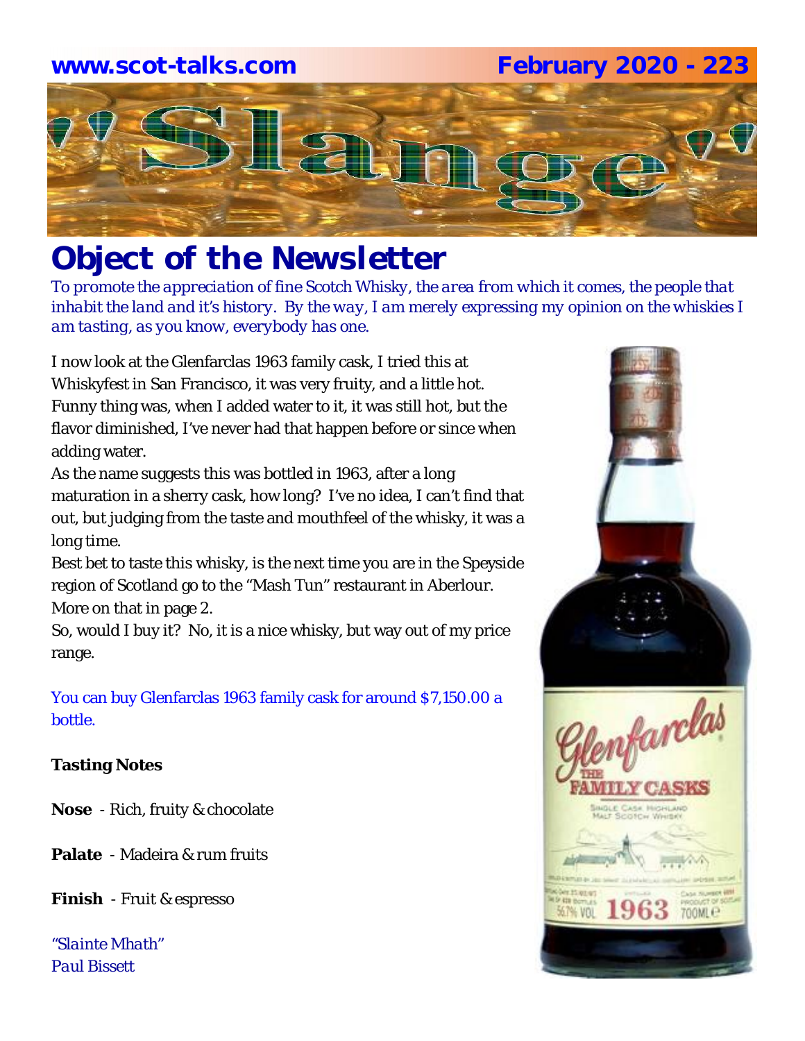www.scot-talks.com February 2020 - 223

# "Slange"

## Object of the Newsletter

*To promote the appreciation of fine Scotch Whisky, the area from which it comes, the people that inhabit the land and it's history. By the way, I am merely expressing my opinion on the whiskies I am tasting, as you know, everybody has one.*

I now look at the Glenfarclas 1963 family cask, I tried this at Whiskyfest in San Francisco, it was very fruity, and a little hot. Funny thing was, when I added water to it, it was still hot, but the flavor diminished, I've never had that happen before or since when adding water.
As the name suggests this was bottled in 1963, after a long maturation in a sherry cask, how long? I've no idea, I can't find that out, but judging from the taste and mouthfeel of the whisky, it was a long time.
Best bet to taste this whisky, is the next time you are in the Speyside region of Scotland go to the "Mash Tun" restaurant in Aberlour. More on that in page 2.
So, would I buy it? No, it is a nice whisky, but way out of my price range.

You can buy Glenfarclas 1963 family cask for around $7,150.00 a bottle.

**Tasting Notes**

**Nose** - Rich, fruity & chocolate

**Palate** - Madeira & rum fruits

**Finish** - Fruit & espresso

*"Slainte Mhath"*
*Paul Bissett*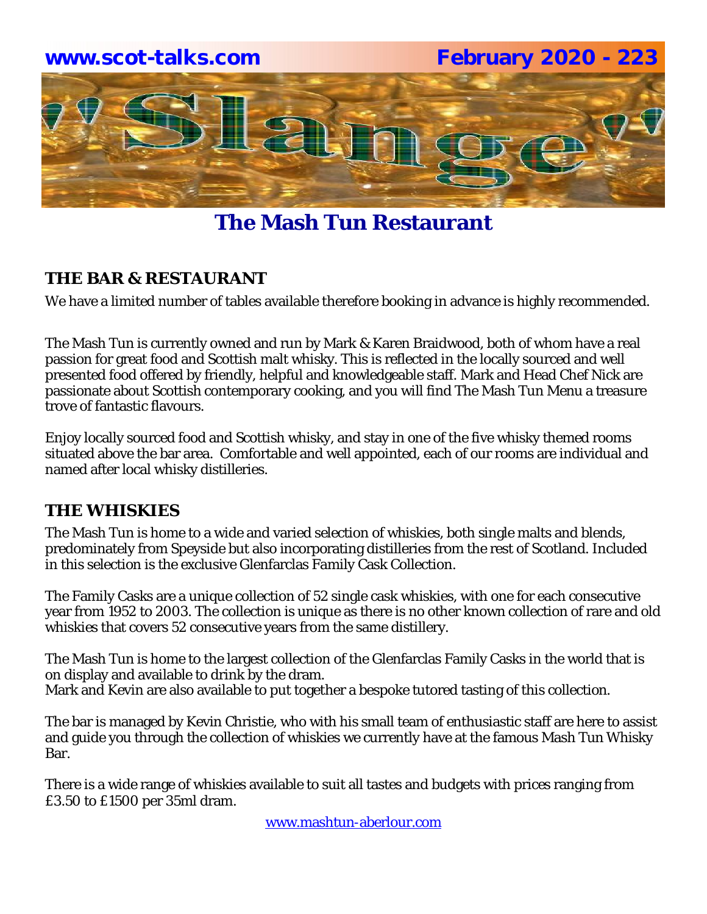# The Mash Tun Restaurant

## THE BAR & RESTAURANT

We have a limited number of tables available therefore booking in advance is highly recommended.

The Mash Tun is currently owned and run by Mark & Karen Braidwood, both of whom have a real passion for great food and Scottish malt whisky. This is reflected in the locally sourced and well presented food offered by friendly, helpful and knowledgeable staff. Mark and Head Chef Nick are passionate about Scottish contemporary cooking, and you will find The Mash Tun Menu a treasure trove of fantastic flavours.

Enjoy locally sourced food and Scottish whisky, and stay in one of the five whisky themed rooms situated above the bar area. Comfortable and well appointed, each of our rooms are individual and named after local whisky distilleries.

## THE WHISKIES

The Mash Tun is home to a wide and varied selection of whiskies, both single malts and blends, predominately from Speyside but also incorporating distilleries from the rest of Scotland. Included in this selection is the exclusive Glenfarclas Family Cask Collection.

The Family Casks are a unique collection of 52 single cask whiskies, with one for each consecutive year from 1952 to 2003. The collection is unique as there is no other known collection of rare and old whiskies that covers 52 consecutive years from the same distillery.

The Mash Tun is home to the largest collection of the Glenfarclas Family Casks in the world that is on display and available to drink by the dram.
Mark and Kevin are also available to put together a bespoke tutored tasting of this collection.

The bar is managed by Kevin Christie, who with his small team of enthusiastic staff are here to assist and guide you through the collection of whiskies we currently have at the famous Mash Tun Whisky Bar.

There is a wide range of whiskies available to suit all tastes and budgets with prices ranging from £3.50 to £1500 per 35ml dram.

www.mashtun-aberlour.com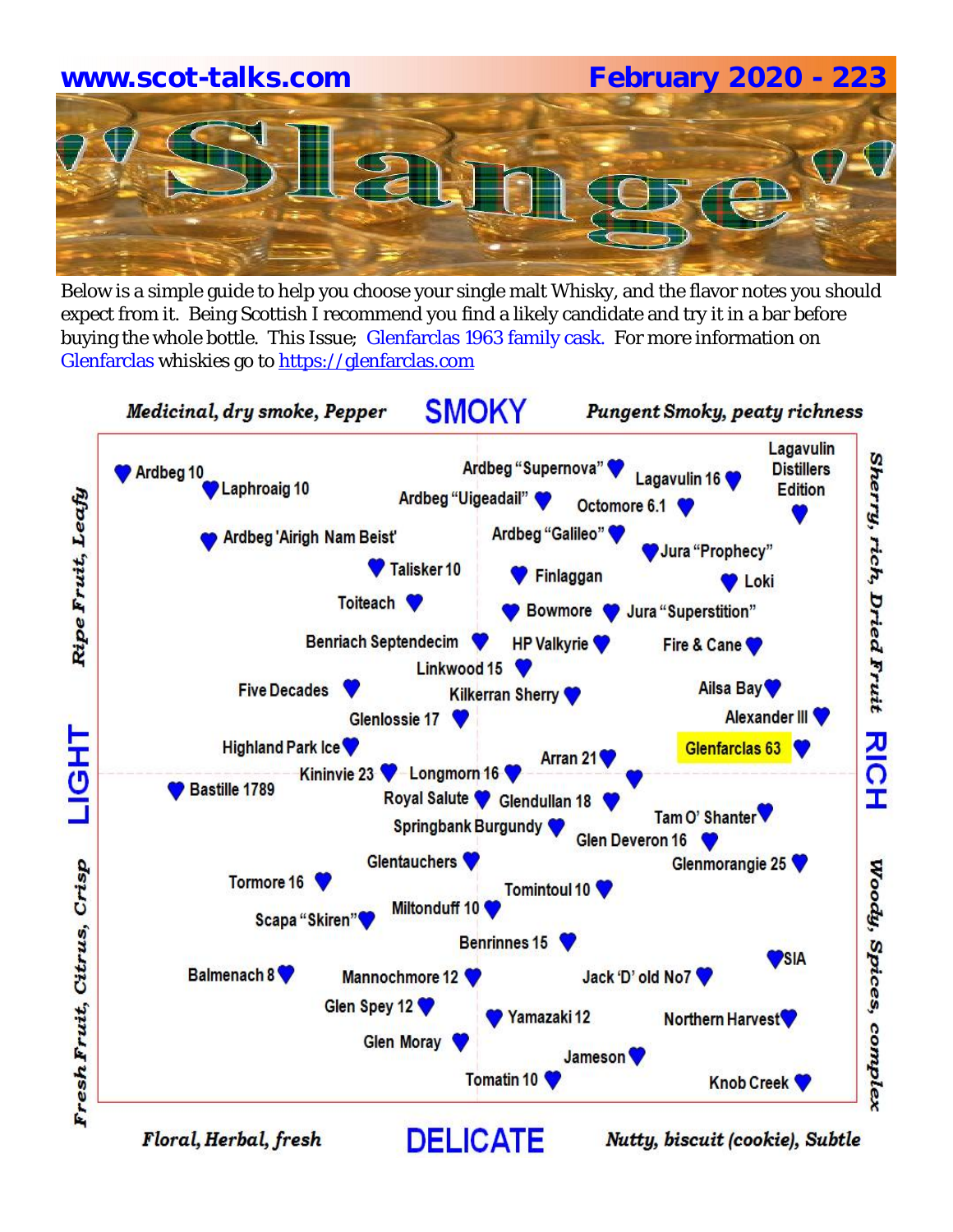www.scot-talks.com February 2020 - 223

# "Slange"

Below is a simple guide to help you choose your single malt Whisky, and the flavor notes you should expect from it. Being Scottish I recommend you find a likely candidate and try it in a bar before buying the whole bottle. This Issue; Glenfarclas 1963 family cask. For more information on Glenfarclas whiskies go to https://glenfarclas.com

*Medicinal, dry smoke, Pepper* — **SMOKY** — *Pungent Smoky, peaty richness*

*Ripe Fruit, Leafy* — **LIGHT** — *Fresh Fruit, Citrus, Crisp*

*Sherry, rich, Dried Fruit* — **RICH** — *Woody, Spices, complex*

*Floral, Herbal, fresh* — **DELICATE** — *Nutty, biscuit (cookie), Subtle*

Ardbeg 10
Laphroaig 10
Ardbeg "Supernova"
Lagavulin 16
Lagavulin Distillers Edition
Ardbeg "Uigeadail"
Octomore 6.1
Ardbeg 'Airigh Nam Beist'
Ardbeg "Galileo"
Jura "Prophecy"
Talisker 10
Finlaggan
Loki
Toiteach
Bowmore
Jura "Superstition"
Benriach Septendecim
HP Valkyrie
Fire & Cane
Linkwood 15
Five Decades
Kilkerran Sherry
Ailsa Bay
Glenlossie 17
Alexander III
Highland Park Ice
Arran 21
Glenfarclas 63
Kininvie 23
Longmorn 16
Bastille 1789
Royal Salute
Glendullan 18
Springbank Burgundy
Tam O' Shanter
Glen Deveron 16
Glentauchers
Glenmorangie 25
Tormore 16
Tomintoul 10
Miltonduff 10
Scapa "Skiren"
Benrinnes 15
SIA
Balmenach 8
Mannochmore 12
Jack 'D' old No7
Glen Spey 12
Yamazaki 12
Northern Harvest
Glen Moray
Jameson
Tomatin 10
Knob Creek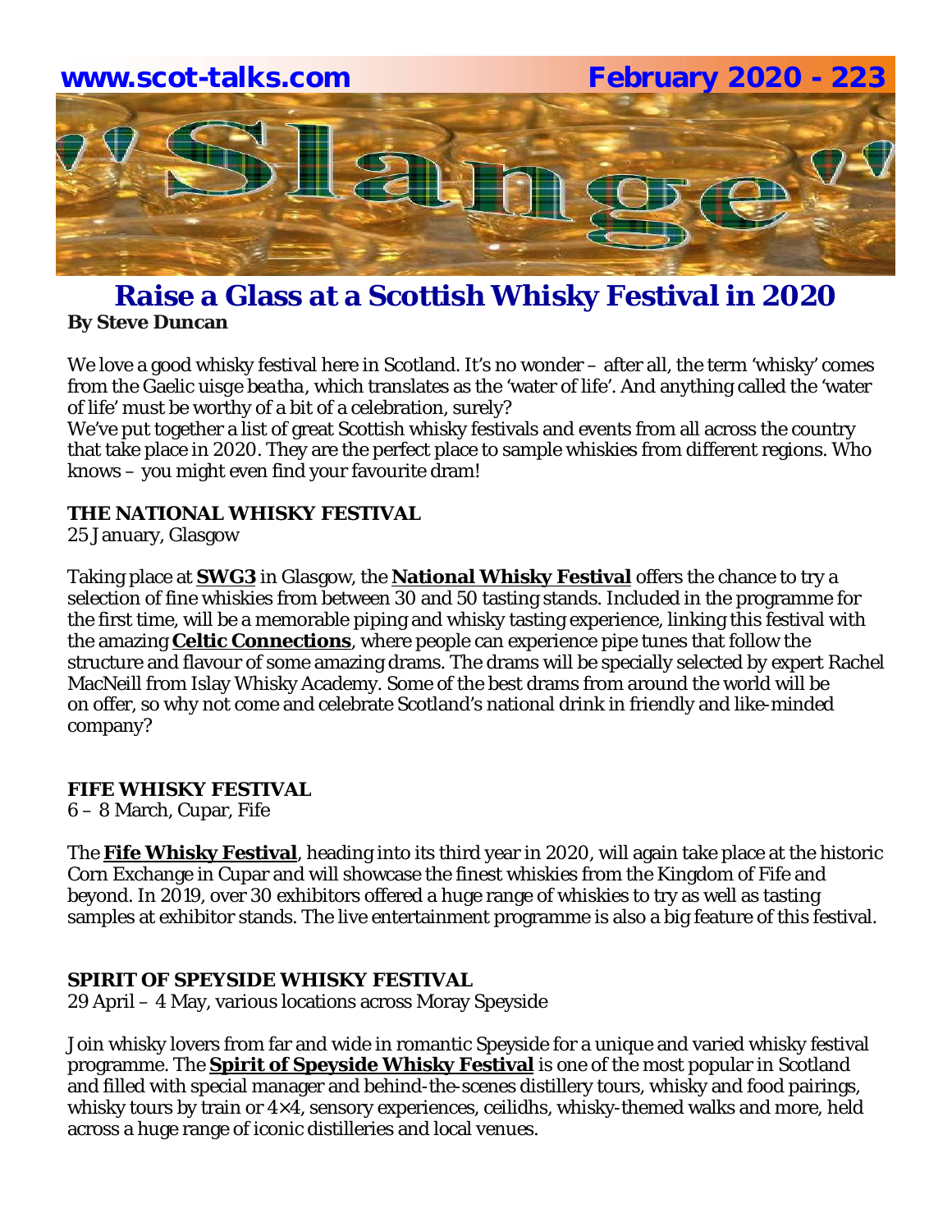# Raise a Glass at a Scottish Whisky Festival in 2020

**By Steve Duncan**

We love a good whisky festival here in Scotland. It's no wonder – after all, the term 'whisky' comes from the Gaelic uisge beatha, which translates as the 'water of life'. And anything called the 'water of life' must be worthy of a bit of a celebration, surely?

We've put together a list of great Scottish whisky festivals and events from all across the country that take place in 2020. They are the perfect place to sample whiskies from different regions. Who knows – you might even find your favourite dram!

### THE NATIONAL WHISKY FESTIVAL

25 January, Glasgow

Taking place at **SWG3** in Glasgow, the **National Whisky Festival** offers the chance to try a selection of fine whiskies from between 30 and 50 tasting stands. Included in the programme for the first time, will be a memorable piping and whisky tasting experience, linking this festival with the amazing **Celtic Connections**, where people can experience pipe tunes that follow the structure and flavour of some amazing drams. The drams will be specially selected by expert Rachel MacNeill from Islay Whisky Academy. Some of the best drams from around the world will be on offer, so why not come and celebrate Scotland's national drink in friendly and like-minded company?

### FIFE WHISKY FESTIVAL

6 – 8 March, Cupar, Fife

The **Fife Whisky Festival**, heading into its third year in 2020, will again take place at the historic Corn Exchange in Cupar and will showcase the finest whiskies from the Kingdom of Fife and beyond. In 2019, over 30 exhibitors offered a huge range of whiskies to try as well as tasting samples at exhibitor stands. The live entertainment programme is also a big feature of this festival.

### SPIRIT OF SPEYSIDE WHISKY FESTIVAL

29 April – 4 May, various locations across Moray Speyside

Join whisky lovers from far and wide in romantic Speyside for a unique and varied whisky festival programme. The **Spirit of Speyside Whisky Festival** is one of the most popular in Scotland and filled with special manager and behind-the-scenes distillery tours, whisky and food pairings, whisky tours by train or 4×4, sensory experiences, ceilidhs, whisky-themed walks and more, held across a huge range of iconic distilleries and local venues.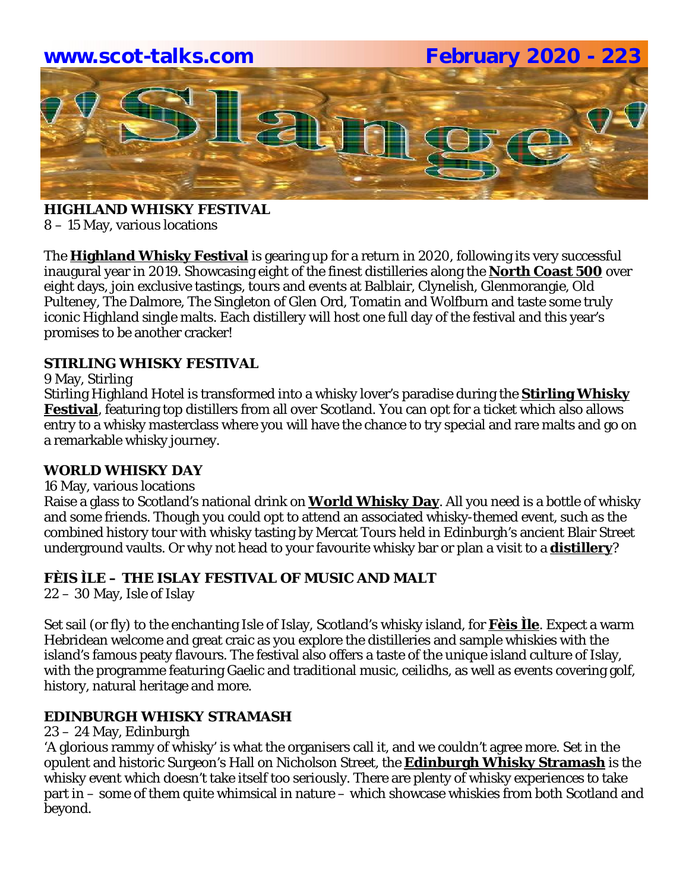## HIGHLAND WHISKY FESTIVAL

8 – 15 May, various locations

The **Highland Whisky Festival** is gearing up for a return in 2020, following its very successful inaugural year in 2019. Showcasing eight of the finest distilleries along the **North Coast 500** over eight days, join exclusive tastings, tours and events at Balblair, Clynelish, Glenmorangie, Old Pulteney, The Dalmore, The Singleton of Glen Ord, Tomatin and Wolfburn and taste some truly iconic Highland single malts. Each distillery will host one full day of the festival and this year's promises to be another cracker!

## STIRLING WHISKY FESTIVAL

9 May, Stirling

Stirling Highland Hotel is transformed into a whisky lover's paradise during the **Stirling Whisky Festival**, featuring top distillers from all over Scotland. You can opt for a ticket which also allows entry to a whisky masterclass where you will have the chance to try special and rare malts and go on a remarkable whisky journey.

## WORLD WHISKY DAY

16 May, various locations

Raise a glass to Scotland's national drink on **World Whisky Day**. All you need is a bottle of whisky and some friends. Though you could opt to attend an associated whisky-themed event, such as the combined history tour with whisky tasting by Mercat Tours held in Edinburgh's ancient Blair Street underground vaults. Or why not head to your favourite whisky bar or plan a visit to a **distillery**?

## FÈIS ÌLE – THE ISLAY FESTIVAL OF MUSIC AND MALT

22 – 30 May, Isle of Islay

Set sail (or fly) to the enchanting Isle of Islay, Scotland's whisky island, for **Fèis Ìle**. Expect a warm Hebridean welcome and great craic as you explore the distilleries and sample whiskies with the island's famous peaty flavours. The festival also offers a taste of the unique island culture of Islay, with the programme featuring Gaelic and traditional music, ceilidhs, as well as events covering golf, history, natural heritage and more.

## EDINBURGH WHISKY STRAMASH

23 – 24 May, Edinburgh

'A glorious rammy of whisky' is what the organisers call it, and we couldn't agree more. Set in the opulent and historic Surgeon's Hall on Nicholson Street, the **Edinburgh Whisky Stramash** is the whisky event which doesn't take itself too seriously. There are plenty of whisky experiences to take part in – some of them quite whimsical in nature – which showcase whiskies from both Scotland and beyond.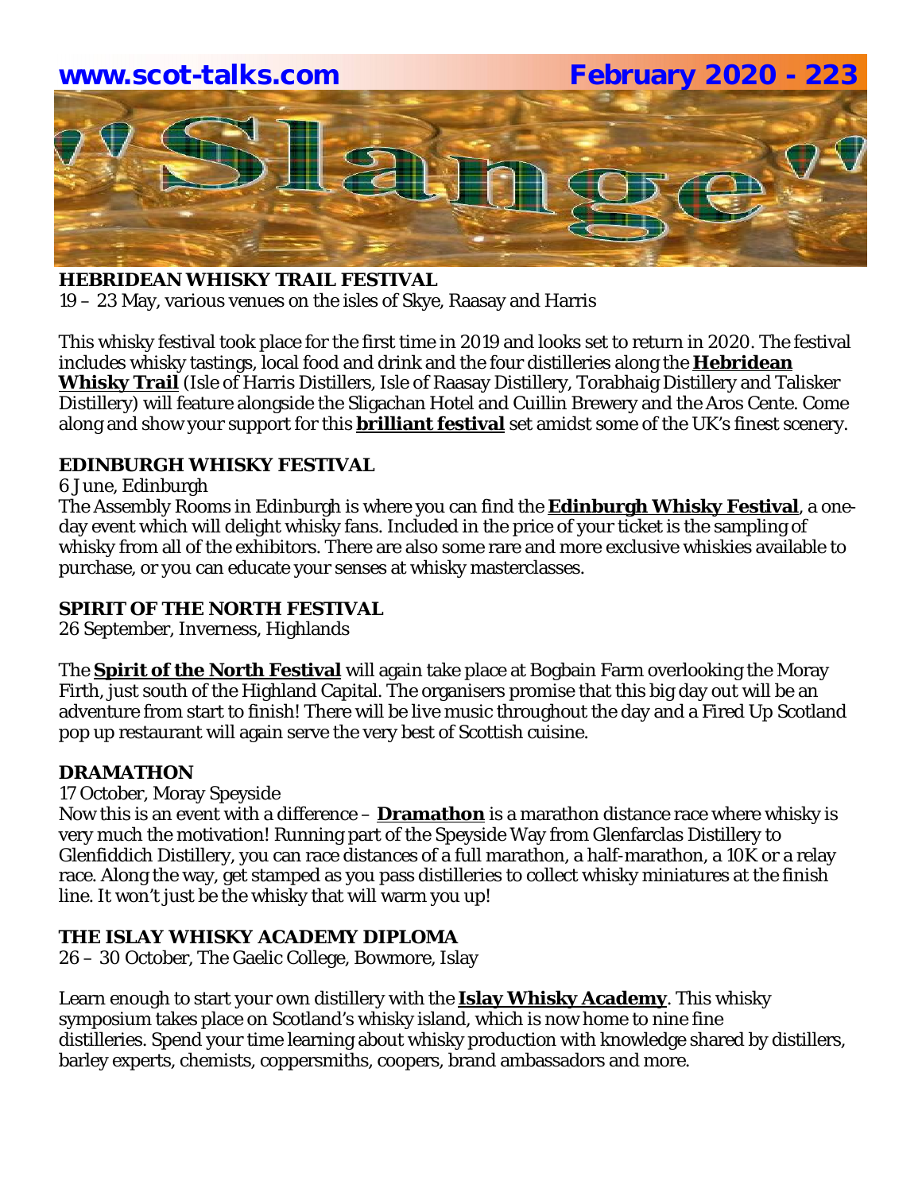## HEBRIDEAN WHISKY TRAIL FESTIVAL

19 – 23 May, various venues on the isles of Skye, Raasay and Harris

This whisky festival took place for the first time in 2019 and looks set to return in 2020. The festival includes whisky tastings, local food and drink and the four distilleries along the **Hebridean Whisky Trail** (Isle of Harris Distillers, Isle of Raasay Distillery, Torabhaig Distillery and Talisker Distillery) will feature alongside the Sligachan Hotel and Cuillin Brewery and the Aros Cente. Come along and show your support for this **brilliant festival** set amidst some of the UK's finest scenery.

## EDINBURGH WHISKY FESTIVAL

6 June, Edinburgh

The Assembly Rooms in Edinburgh is where you can find the **Edinburgh Whisky Festival**, a one-day event which will delight whisky fans. Included in the price of your ticket is the sampling of whisky from all of the exhibitors. There are also some rare and more exclusive whiskies available to purchase, or you can educate your senses at whisky masterclasses.

## SPIRIT OF THE NORTH FESTIVAL

26 September, Inverness, Highlands

The **Spirit of the North Festival** will again take place at Bogbain Farm overlooking the Moray Firth, just south of the Highland Capital. The organisers promise that this big day out will be an adventure from start to finish! There will be live music throughout the day and a Fired Up Scotland pop up restaurant will again serve the very best of Scottish cuisine.

## DRAMATHON

17 October, Moray Speyside

Now this is an event with a difference – **Dramathon** is a marathon distance race where whisky is very much the motivation! Running part of the Speyside Way from Glenfarclas Distillery to Glenfiddich Distillery, you can race distances of a full marathon, a half-marathon, a 10K or a relay race. Along the way, get stamped as you pass distilleries to collect whisky miniatures at the finish line. It won't just be the whisky that will warm you up!

## THE ISLAY WHISKY ACADEMY DIPLOMA

26 – 30 October, The Gaelic College, Bowmore, Islay

Learn enough to start your own distillery with the **Islay Whisky Academy**. This whisky symposium takes place on Scotland's whisky island, which is now home to nine fine distilleries. Spend your time learning about whisky production with knowledge shared by distillers, barley experts, chemists, coppersmiths, coopers, brand ambassadors and more.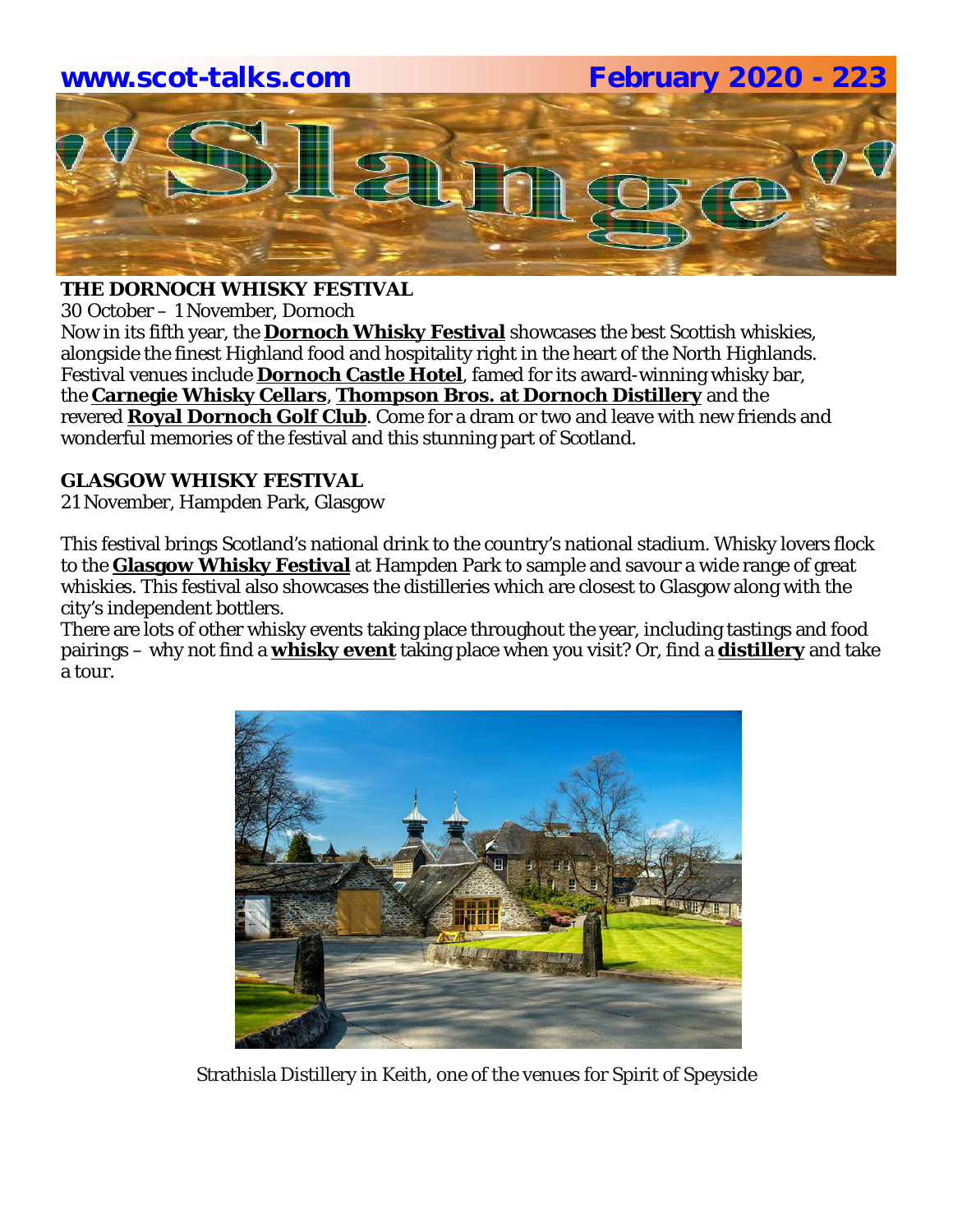### THE DORNOCH WHISKY FESTIVAL

30 October – 1 November, Dornoch

Now in its fifth year, the **Dornoch Whisky Festival** showcases the best Scottish whiskies, alongside the finest Highland food and hospitality right in the heart of the North Highlands. Festival venues include **Dornoch Castle Hotel**, famed for its award-winning whisky bar, the **Carnegie Whisky Cellars**, **Thompson Bros. at Dornoch Distillery** and the revered **Royal Dornoch Golf Club**. Come for a dram or two and leave with new friends and wonderful memories of the festival and this stunning part of Scotland.

### GLASGOW WHISKY FESTIVAL

21 November, Hampden Park, Glasgow

This festival brings Scotland's national drink to the country's national stadium. Whisky lovers flock to the **Glasgow Whisky Festival** at Hampden Park to sample and savour a wide range of great whiskies. This festival also showcases the distilleries which are closest to Glasgow along with the city's independent bottlers.

There are lots of other whisky events taking place throughout the year, including tastings and food pairings – why not find a **whisky event** taking place when you visit? Or, find a **distillery** and take a tour.

Strathisla Distillery in Keith, one of the venues for Spirit of Speyside